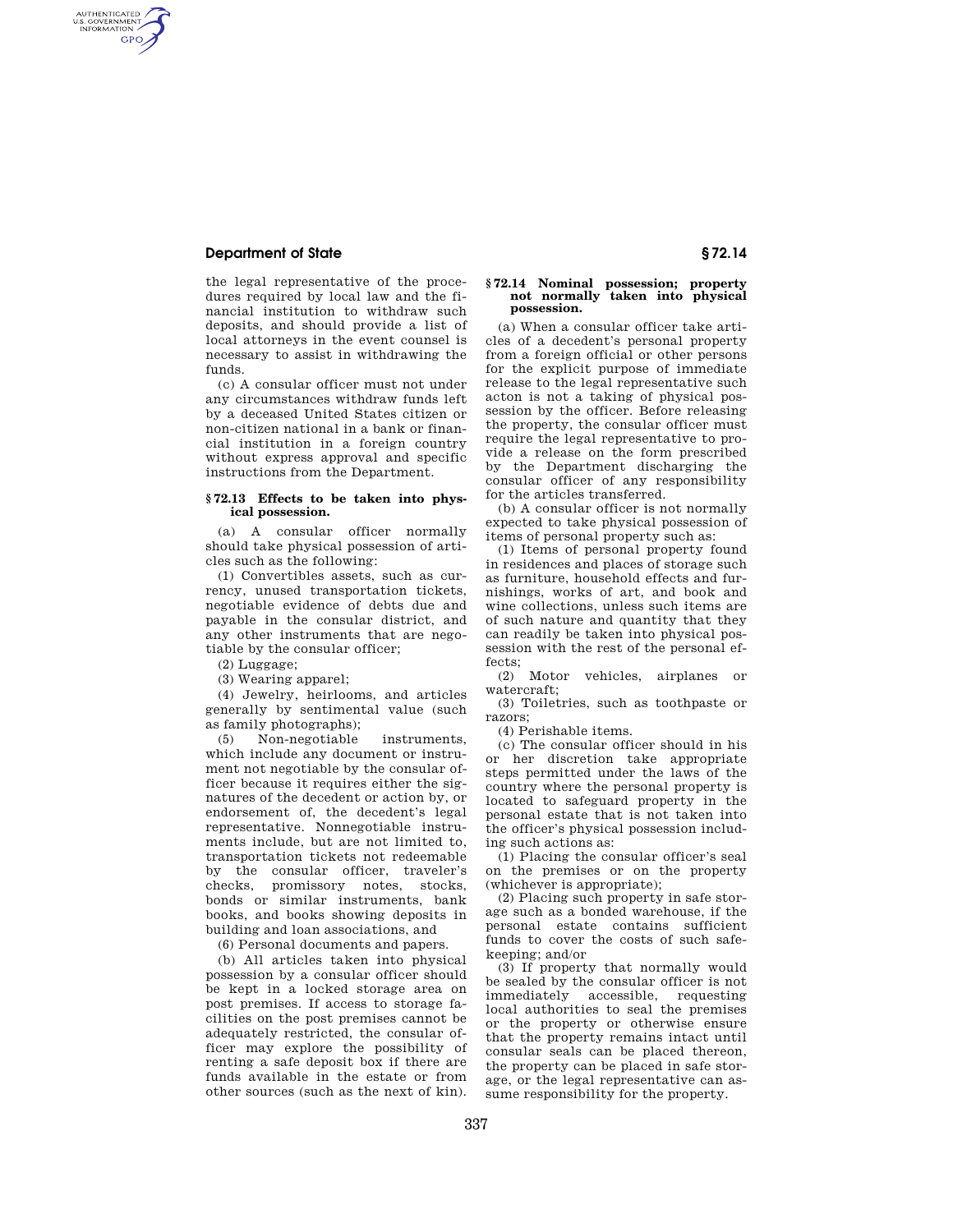the legal representative of the procedures required by local law and the financial institution to withdraw such deposits, and should provide a list of local attorneys in the event counsel is necessary to assist in withdrawing the funds.

(c) A consular officer must not under any circumstances withdraw funds left by a deceased United States citizen or non-citizen national in a bank or financial institution in a foreign country without express approval and specific instructions from the Department.

### § 72.13 Effects to be taken into physical possession.

(a) A consular officer normally should take physical possession of articles such as the following:

(1) Convertibles assets, such as currency, unused transportation tickets, negotiable evidence of debts due and payable in the consular district, and any other instruments that are negotiable by the consular officer;

(2) Luggage;

(3) Wearing apparel;

(4) Jewelry, heirlooms, and articles generally by sentimental value (such as family photographs);

(5) Non-negotiable instruments, which include any document or instrument not negotiable by the consular officer because it requires either the signatures of the decedent or action by, or endorsement of, the decedent's legal representative. Nonnegotiable instruments include, but are not limited to, transportation tickets not redeemable by the consular officer, traveler's checks, promissory notes, stocks, bonds or similar instruments, bank books, and books showing deposits in building and loan associations, and

(6) Personal documents and papers.

(b) All articles taken into physical possession by a consular officer should be kept in a locked storage area on post premises. If access to storage facilities on the post premises cannot be adequately restricted, the consular officer may explore the possibility of renting a safe deposit box if there are funds available in the estate or from other sources (such as the next of kin).

### § 72.14 Nominal possession; property not normally taken into physical possession.

(a) When a consular officer take articles of a decedent's personal property from a foreign official or other persons for the explicit purpose of immediate release to the legal representative such acton is not a taking of physical possession by the officer. Before releasing the property, the consular officer must require the legal representative to provide a release on the form prescribed by the Department discharging the consular officer of any responsibility for the articles transferred.

(b) A consular officer is not normally expected to take physical possession of items of personal property such as:

(1) Items of personal property found in residences and places of storage such as furniture, household effects and furnishings, works of art, and book and wine collections, unless such items are of such nature and quantity that they can readily be taken into physical possession with the rest of the personal effects;

(2) Motor vehicles, airplanes or watercraft;

(3) Toiletries, such as toothpaste or razors;

(4) Perishable items.

(c) The consular officer should in his or her discretion take appropriate steps permitted under the laws of the country where the personal property is located to safeguard property in the personal estate that is not taken into the officer's physical possession including such actions as:

(1) Placing the consular officer's seal on the premises or on the property (whichever is appropriate);

(2) Placing such property in safe storage such as a bonded warehouse, if the personal estate contains sufficient funds to cover the costs of such safekeeping; and/or

(3) If property that normally would be sealed by the consular officer is not immediately accessible, requesting local authorities to seal the premises or the property or otherwise ensure that the property remains intact until consular seals can be placed thereon, the property can be placed in safe storage, or the legal representative can assume responsibility for the property.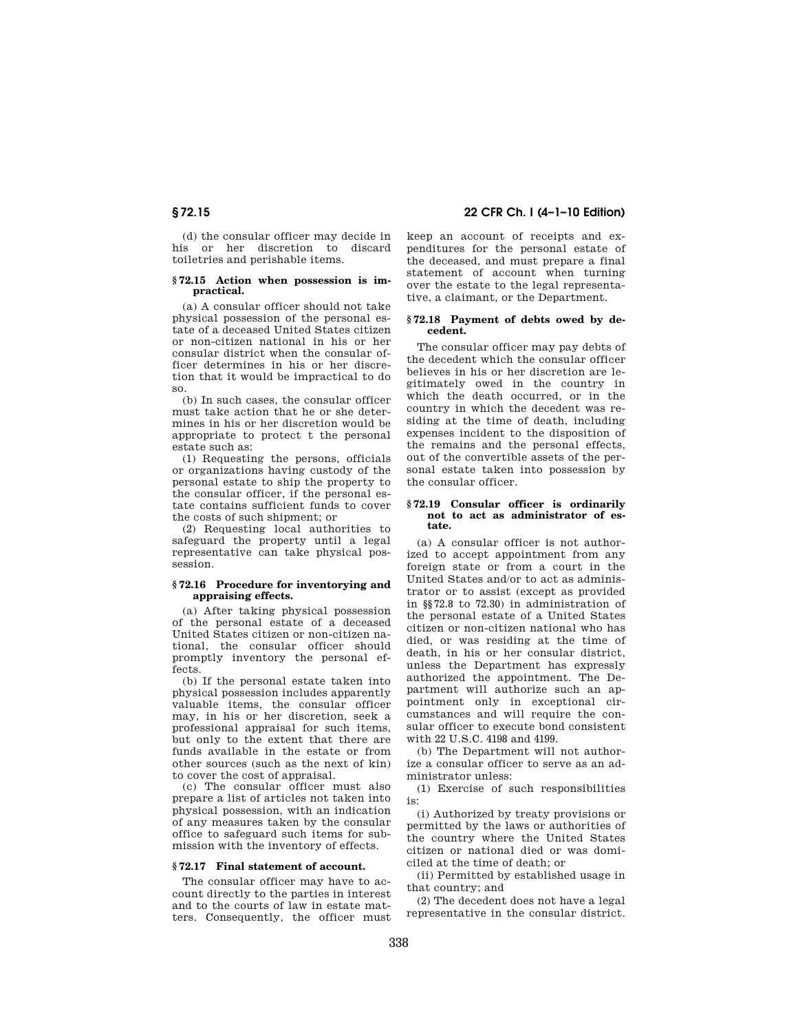(d) the consular officer may decide in his or her discretion to discard toiletries and perishable items.

### § 72.15 Action when possession is impractical.

(a) A consular officer should not take physical possession of the personal estate of a deceased United States citizen or non-citizen national in his or her consular district when the consular officer determines in his or her discretion that it would be impractical to do so.

(b) In such cases, the consular officer must take action that he or she determines in his or her discretion would be appropriate to protect t the personal estate such as:

(1) Requesting the persons, officials or organizations having custody of the personal estate to ship the property to the consular officer, if the personal estate contains sufficient funds to cover the costs of such shipment; or

(2) Requesting local authorities to safeguard the property until a legal representative can take physical possession.

### § 72.16 Procedure for inventorying and appraising effects.

(a) After taking physical possession of the personal estate of a deceased United States citizen or non-citizen national, the consular officer should promptly inventory the personal effects.

(b) If the personal estate taken into physical possession includes apparently valuable items, the consular officer may, in his or her discretion, seek a professional appraisal for such items, but only to the extent that there are funds available in the estate or from other sources (such as the next of kin) to cover the cost of appraisal.

(c) The consular officer must also prepare a list of articles not taken into physical possession, with an indication of any measures taken by the consular office to safeguard such items for submission with the inventory of effects.

### § 72.17 Final statement of account.

The consular officer may have to account directly to the parties in interest and to the courts of law in estate matters. Consequently, the officer must keep an account of receipts and expenditures for the personal estate of the deceased, and must prepare a final statement of account when turning over the estate to the legal representative, a claimant, or the Department.

### § 72.18 Payment of debts owed by decedent.

The consular officer may pay debts of the decedent which the consular officer believes in his or her discretion are legitimately owed in the country in which the death occurred, or in the country in which the decedent was residing at the time of death, including expenses incident to the disposition of the remains and the personal effects, out of the convertible assets of the personal estate taken into possession by the consular officer.

### § 72.19 Consular officer is ordinarily not to act as administrator of estate.

(a) A consular officer is not authorized to accept appointment from any foreign state or from a court in the United States and/or to act as administrator or to assist (except as provided in §§ 72.8 to 72.30) in administration of the personal estate of a United States citizen or non-citizen national who has died, or was residing at the time of death, in his or her consular district, unless the Department has expressly authorized the appointment. The Department will authorize such an appointment only in exceptional circumstances and will require the consular officer to execute bond consistent with 22 U.S.C. 4198 and 4199.

(b) The Department will not authorize a consular officer to serve as an administrator unless:

(1) Exercise of such responsibilities is:

(i) Authorized by treaty provisions or permitted by the laws or authorities of the country where the United States citizen or national died or was domiciled at the time of death; or

(ii) Permitted by established usage in that country; and

(2) The decedent does not have a legal representative in the consular district.